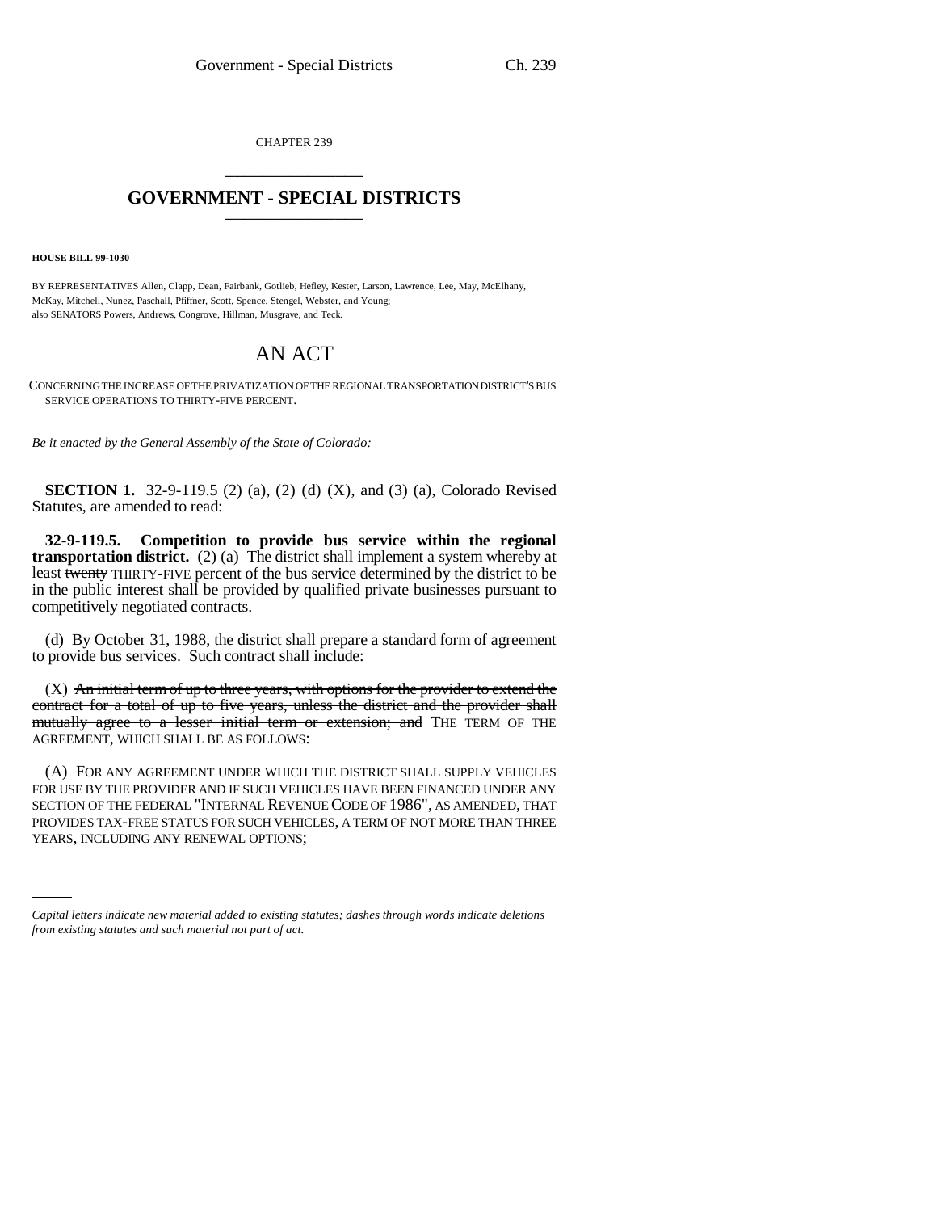CHAPTER 239

# GOVERNMENT - SPECIAL DISTRICTS

**HOUSE BILL 99-1030**

BY REPRESENTATIVES Allen, Clapp, Dean, Fairbank, Gotlieb, Hefley, Kester, Larson, Lawrence, Lee, May, McElhany, McKay, Mitchell, Nunez, Paschall, Pfiffner, Scott, Spence, Stengel, Webster, and Young;
also SENATORS Powers, Andrews, Congrove, Hillman, Musgrave, and Teck.

# AN ACT

CONCERNING THE INCREASE OF THE PRIVATIZATION OF THE REGIONAL TRANSPORTATION DISTRICT'S BUS SERVICE OPERATIONS TO THIRTY-FIVE PERCENT.

*Be it enacted by the General Assembly of the State of Colorado:*

**SECTION 1.** 32-9-119.5 (2) (a), (2) (d) (X), and (3) (a), Colorado Revised Statutes, are amended to read:

**32-9-119.5. Competition to provide bus service within the regional transportation district.** (2) (a) The district shall implement a system whereby at least ~~twenty~~ THIRTY-FIVE percent of the bus service determined by the district to be in the public interest shall be provided by qualified private businesses pursuant to competitively negotiated contracts.

(d) By October 31, 1988, the district shall prepare a standard form of agreement to provide bus services. Such contract shall include:

(X) ~~An initial term of up to three years, with options for the provider to extend the contract for a total of up to five years, unless the district and the provider shall mutually agree to a lesser initial term or extension; and~~ THE TERM OF THE AGREEMENT, WHICH SHALL BE AS FOLLOWS:

(A) FOR ANY AGREEMENT UNDER WHICH THE DISTRICT SHALL SUPPLY VEHICLES FOR USE BY THE PROVIDER AND IF SUCH VEHICLES HAVE BEEN FINANCED UNDER ANY SECTION OF THE FEDERAL "INTERNAL REVENUE CODE OF 1986", AS AMENDED, THAT PROVIDES TAX-FREE STATUS FOR SUCH VEHICLES, A TERM OF NOT MORE THAN THREE YEARS, INCLUDING ANY RENEWAL OPTIONS;

*Capital letters indicate new material added to existing statutes; dashes through words indicate deletions from existing statutes and such material not part of act.*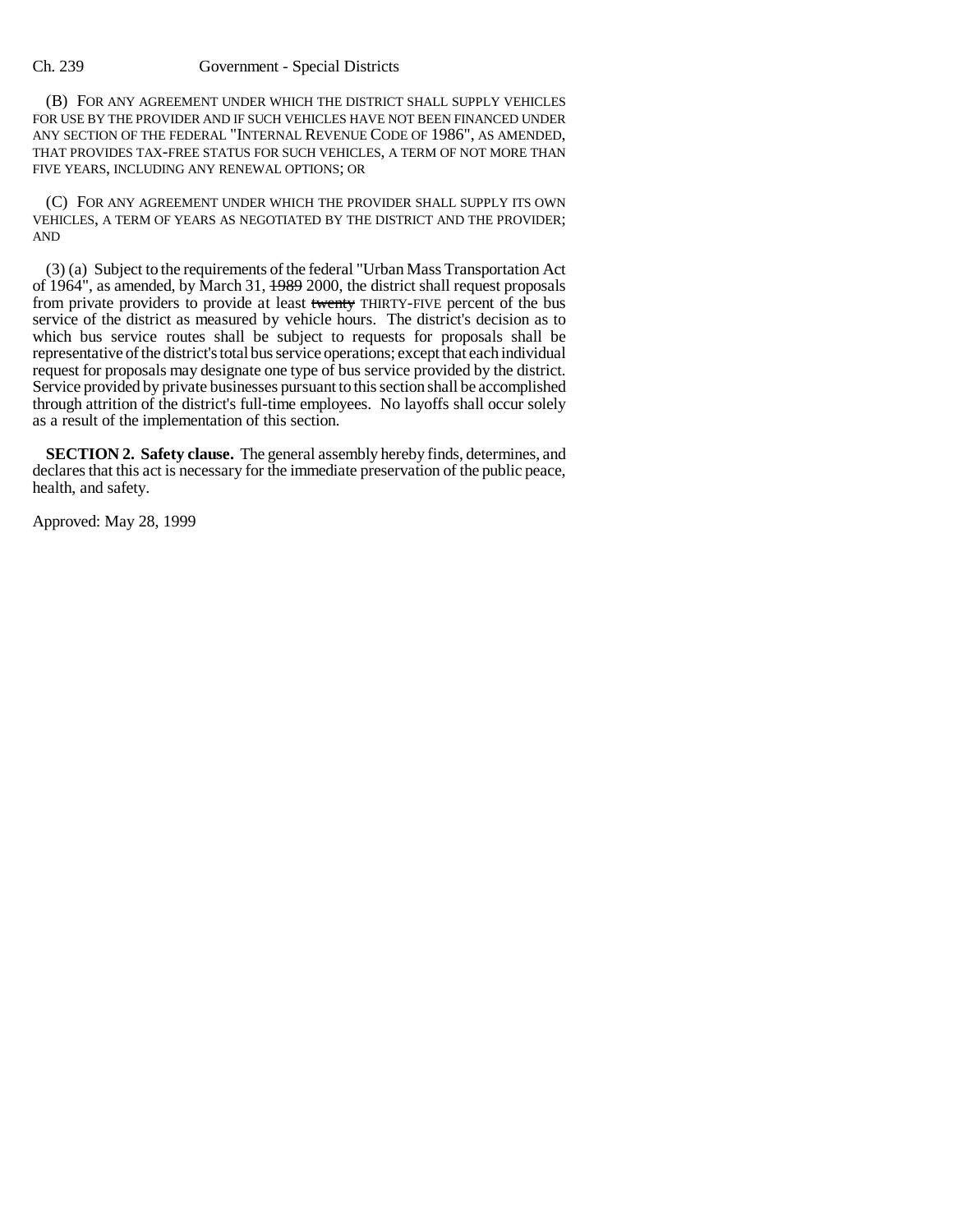(B) FOR ANY AGREEMENT UNDER WHICH THE DISTRICT SHALL SUPPLY VEHICLES FOR USE BY THE PROVIDER AND IF SUCH VEHICLES HAVE NOT BEEN FINANCED UNDER ANY SECTION OF THE FEDERAL "INTERNAL REVENUE CODE OF 1986", AS AMENDED, THAT PROVIDES TAX-FREE STATUS FOR SUCH VEHICLES, A TERM OF NOT MORE THAN FIVE YEARS, INCLUDING ANY RENEWAL OPTIONS; OR

(C) FOR ANY AGREEMENT UNDER WHICH THE PROVIDER SHALL SUPPLY ITS OWN VEHICLES, A TERM OF YEARS AS NEGOTIATED BY THE DISTRICT AND THE PROVIDER; AND

(3) (a) Subject to the requirements of the federal "Urban Mass Transportation Act of 1964", as amended, by March 31, ~~1989~~ 2000, the district shall request proposals from private providers to provide at least ~~twenty~~ THIRTY-FIVE percent of the bus service of the district as measured by vehicle hours. The district's decision as to which bus service routes shall be subject to requests for proposals shall be representative of the district's total bus service operations; except that each individual request for proposals may designate one type of bus service provided by the district. Service provided by private businesses pursuant to this section shall be accomplished through attrition of the district's full-time employees. No layoffs shall occur solely as a result of the implementation of this section.

**SECTION 2. Safety clause.** The general assembly hereby finds, determines, and declares that this act is necessary for the immediate preservation of the public peace, health, and safety.

Approved: May 28, 1999